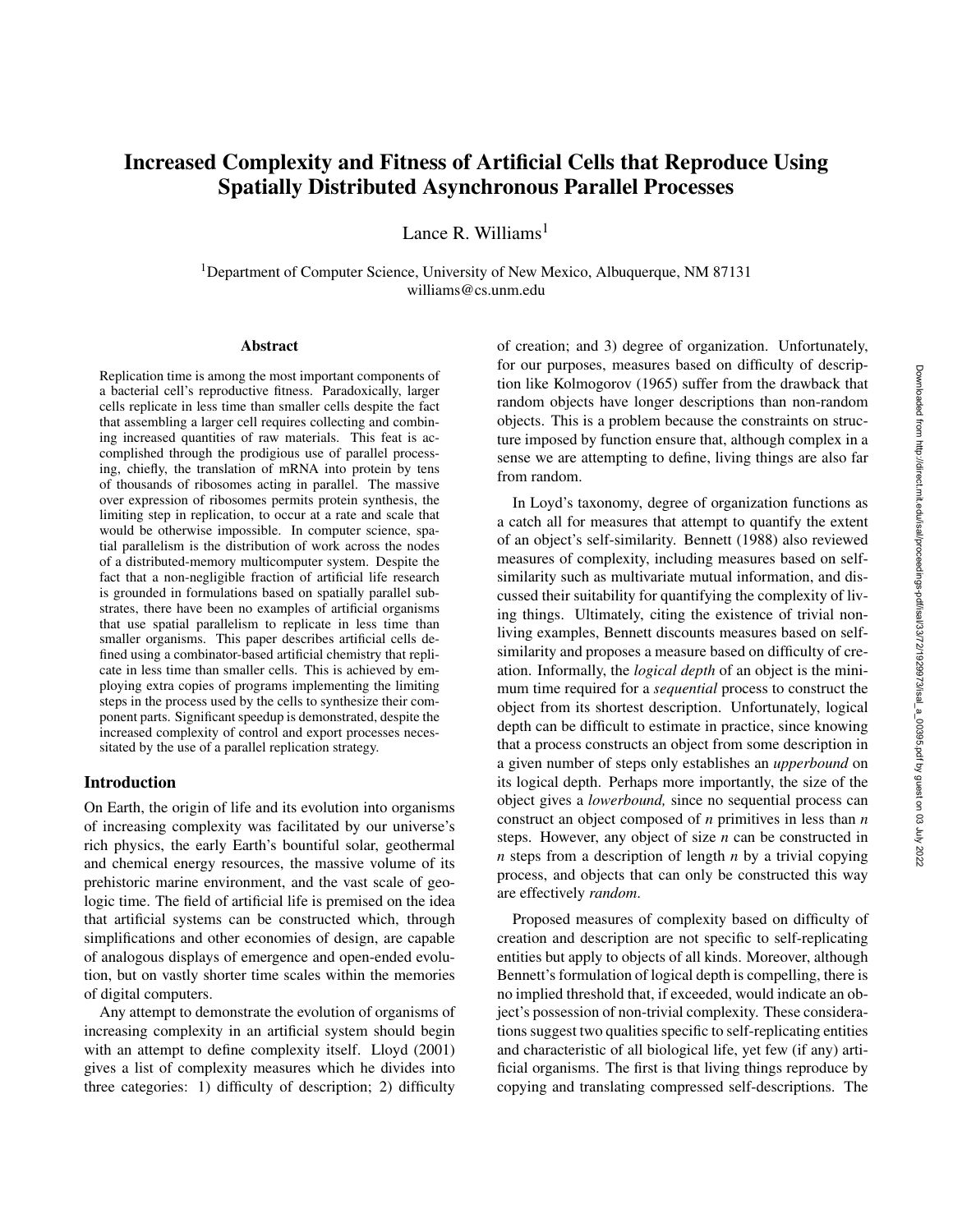# Increased Complexity and Fitness of Artificial Cells that Reproduce Using Spatially Distributed Asynchronous Parallel Processes

Lance R. Williams[1]

[1]Department of Computer Science, University of New Mexico, Albuquerque, NM 87131
williams@cs.unm.edu

### Abstract

Replication time is among the most important components of a bacterial cell's reproductive fitness. Paradoxically, larger cells replicate in less time than smaller cells despite the fact that assembling a larger cell requires collecting and combining increased quantities of raw materials. This feat is accomplished through the prodigious use of parallel processing, chiefly, the translation of mRNA into protein by tens of thousands of ribosomes acting in parallel. The massive over expression of ribosomes permits protein synthesis, the limiting step in replication, to occur at a rate and scale that would be otherwise impossible. In computer science, spatial parallelism is the distribution of work across the nodes of a distributed-memory multicomputer system. Despite the fact that a non-negligible fraction of artificial life research is grounded in formulations based on spatially parallel substrates, there have been no examples of artificial organisms that use spatial parallelism to replicate in less time than smaller organisms. This paper describes artificial cells defined using a combinator-based artificial chemistry that replicate in less time than smaller cells. This is achieved by employing extra copies of programs implementing the limiting steps in the process used by the cells to synthesize their component parts. Significant speedup is demonstrated, despite the increased complexity of control and export processes necessitated by the use of a parallel replication strategy.

## Introduction

On Earth, the origin of life and its evolution into organisms of increasing complexity was facilitated by our universe's rich physics, the early Earth's bountiful solar, geothermal and chemical energy resources, the massive volume of its prehistoric marine environment, and the vast scale of geologic time. The field of artificial life is premised on the idea that artificial systems can be constructed which, through simplifications and other economies of design, are capable of analogous displays of emergence and open-ended evolution, but on vastly shorter time scales within the memories of digital computers.

Any attempt to demonstrate the evolution of organisms of increasing complexity in an artificial system should begin with an attempt to define complexity itself. Lloyd (2001) gives a list of complexity measures which he divides into three categories: 1) difficulty of description; 2) difficulty of creation; and 3) degree of organization. Unfortunately, for our purposes, measures based on difficulty of description like Kolmogorov (1965) suffer from the drawback that random objects have longer descriptions than non-random objects. This is a problem because the constraints on structure imposed by function ensure that, although complex in a sense we are attempting to define, living things are also far from random.

In Loyd's taxonomy, degree of organization functions as a catch all for measures that attempt to quantify the extent of an object's self-similarity. Bennett (1988) also reviewed measures of complexity, including measures based on self-similarity such as multivariate mutual information, and discussed their suitability for quantifying the complexity of living things. Ultimately, citing the existence of trivial non-living examples, Bennett discounts measures based on self-similarity and proposes a measure based on difficulty of creation. Informally, the *logical depth* of an object is the minimum time required for a *sequential* process to construct the object from its shortest description. Unfortunately, logical depth can be difficult to estimate in practice, since knowing that a process constructs an object from some description in a given number of steps only establishes an *upperbound* on its logical depth. Perhaps more importantly, the size of the object gives a *lowerbound,* since no sequential process can construct an object composed of $n$ primitives in less than $n$ steps. However, any object of size $n$ can be constructed in $n$ steps from a description of length $n$ by a trivial copying process, and objects that can only be constructed this way are effectively *random*.

Proposed measures of complexity based on difficulty of creation and description are not specific to self-replicating entities but apply to objects of all kinds. Moreover, although Bennett's formulation of logical depth is compelling, there is no implied threshold that, if exceeded, would indicate an object's possession of non-trivial complexity. These considerations suggest two qualities specific to self-replicating entities and characteristic of all biological life, yet few (if any) artificial organisms. The first is that living things reproduce by copying and translating compressed self-descriptions. The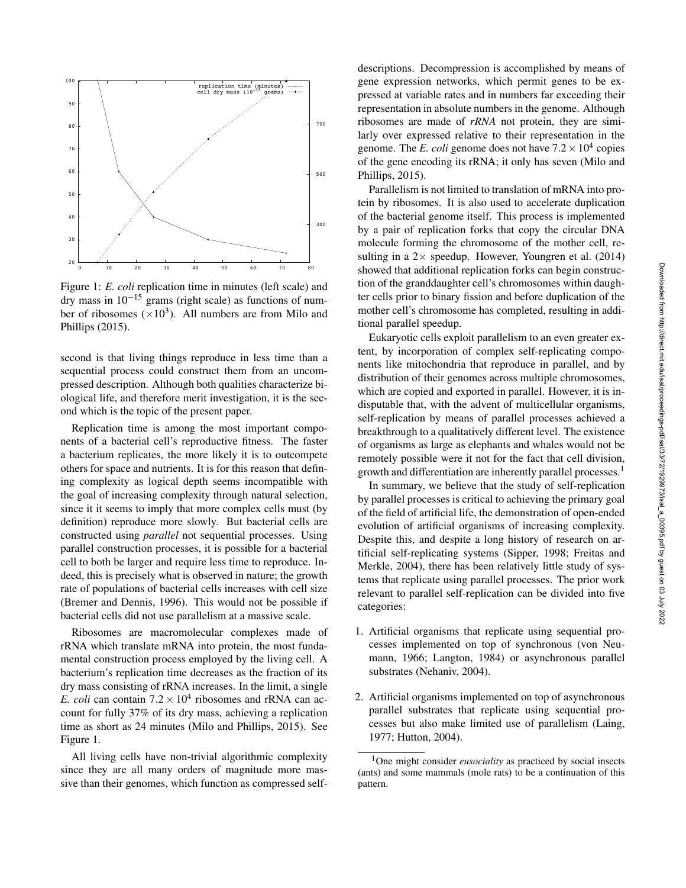Figure 1: *E. coli* replication time in minutes (left scale) and dry mass in $10^{-15}$ grams (right scale) as functions of number of ribosomes ($\times 10^3$). All numbers are from Milo and Phillips (2015).

second is that living things reproduce in less time than a sequential process could construct them from an uncompressed description. Although both qualities characterize biological life, and therefore merit investigation, it is the second which is the topic of the present paper.

Replication time is among the most important components of a bacterial cell's reproductive fitness. The faster a bacterium replicates, the more likely it is to outcompete others for space and nutrients. It is for this reason that defining complexity as logical depth seems incompatible with the goal of increasing complexity through natural selection, since it it seems to imply that more complex cells must (by definition) reproduce more slowly. But bacterial cells are constructed using *parallel* not sequential processes. Using parallel construction processes, it is possible for a bacterial cell to both be larger and require less time to reproduce. Indeed, this is precisely what is observed in nature; the growth rate of populations of bacterial cells increases with cell size (Bremer and Dennis, 1996). This would not be possible if bacterial cells did not use parallelism at a massive scale.

Ribosomes are macromolecular complexes made of rRNA which translate mRNA into protein, the most fundamental construction process employed by the living cell. A bacterium's replication time decreases as the fraction of its dry mass consisting of rRNA increases. In the limit, a single *E. coli* can contain $7.2 \times 10^4$ ribosomes and rRNA can account for fully 37% of its dry mass, achieving a replication time as short as 24 minutes (Milo and Phillips, 2015). See Figure 1.

All living cells have non-trivial algorithmic complexity since they are all many orders of magnitude more massive than their genomes, which function as compressed self-descriptions. Decompression is accomplished by means of gene expression networks, which permit genes to be expressed at variable rates and in numbers far exceeding their representation in absolute numbers in the genome. Although ribosomes are made of *rRNA* not protein, they are similarly over expressed relative to their representation in the genome. The *E. coli* genome does not have $7.2 \times 10^4$ copies of the gene encoding its rRNA; it only has seven (Milo and Phillips, 2015).

Parallelism is not limited to translation of mRNA into protein by ribosomes. It is also used to accelerate duplication of the bacterial genome itself. This process is implemented by a pair of replication forks that copy the circular DNA molecule forming the chromosome of the mother cell, resulting in a $2\times$ speedup. However, Youngren et al. (2014) showed that additional replication forks can begin construction of the granddaughter cell's chromosomes within daughter cells prior to binary fission and before duplication of the mother cell's chromosome has completed, resulting in additional parallel speedup.

Eukaryotic cells exploit parallelism to an even greater extent, by incorporation of complex self-replicating components like mitochondria that reproduce in parallel, and by distribution of their genomes across multiple chromosomes, which are copied and exported in parallel. However, it is indisputable that, with the advent of multicellular organisms, self-replication by means of parallel processes achieved a breakthrough to a qualitatively different level. The existence of organisms as large as elephants and whales would not be remotely possible were it not for the fact that cell division, growth and differentiation are inherently parallel processes.[1]

In summary, we believe that the study of self-replication by parallel processes is critical to achieving the primary goal of the field of artificial life, the demonstration of open-ended evolution of artificial organisms of increasing complexity. Despite this, and despite a long history of research on artificial self-replicating systems (Sipper, 1998; Freitas and Merkle, 2004), there has been relatively little study of systems that replicate using parallel processes. The prior work relevant to parallel self-replication can be divided into five categories:

1. Artificial organisms that replicate using sequential processes implemented on top of synchronous (von Neumann, 1966; Langton, 1984) or asynchronous parallel substrates (Nehaniv, 2004).
2. Artificial organisms implemented on top of asynchronous parallel substrates that replicate using sequential processes but also make limited use of parallelism (Laing, 1977; Hutton, 2004).

[1] One might consider *eusociality* as practiced by social insects (ants) and some mammals (mole rats) to be a continuation of this pattern.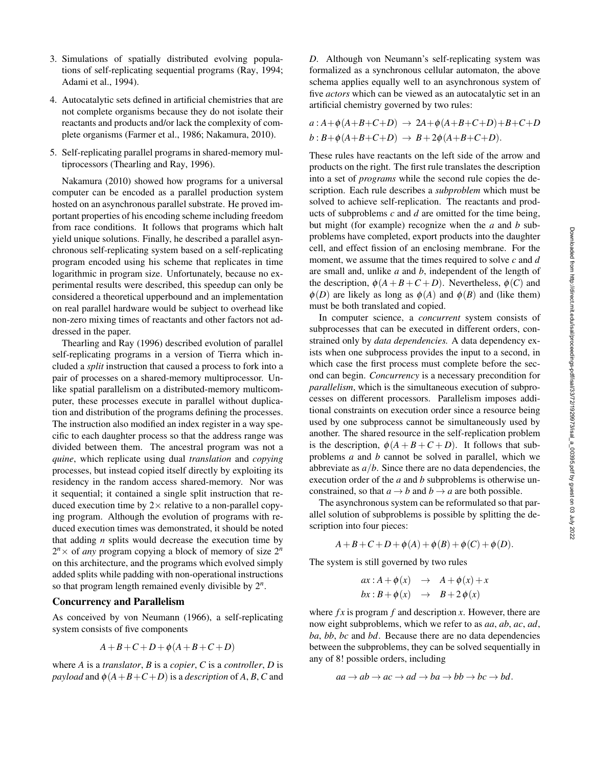3. Simulations of spatially distributed evolving populations of self-replicating sequential programs (Ray, 1994; Adami et al., 1994).

4. Autocatalytic sets defined in artificial chemistries that are not complete organisms because they do not isolate their reactants and products and/or lack the complexity of complete organisms (Farmer et al., 1986; Nakamura, 2010).

5. Self-replicating parallel programs in shared-memory multiprocessors (Thearling and Ray, 1996).

Nakamura (2010) showed how programs for a universal computer can be encoded as a parallel production system hosted on an asynchronous parallel substrate. He proved important properties of his encoding scheme including freedom from race conditions. It follows that programs which halt yield unique solutions. Finally, he described a parallel asynchronous self-replicating system based on a self-replicating program encoded using his scheme that replicates in time logarithmic in program size. Unfortunately, because no experimental results were described, this speedup can only be considered a theoretical upperbound and an implementation on real parallel hardware would be subject to overhead like non-zero mixing times of reactants and other factors not addressed in the paper.

Thearling and Ray (1996) described evolution of parallel self-replicating programs in a version of Tierra which included a *split* instruction that caused a process to fork into a pair of processes on a shared-memory multiprocessor. Unlike spatial parallelism on a distributed-memory multicomputer, these processes execute in parallel without duplication and distribution of the programs defining the processes. The instruction also modified an index register in a way specific to each daughter process so that the address range was divided between them. The ancestral program was not a *quine*, which replicate using dual *translation* and *copying* processes, but instead copied itself directly by exploiting its residency in the random access shared-memory. Nor was it sequential; it contained a single split instruction that reduced execution time by $2\times$ relative to a non-parallel copying program. Although the evolution of programs with reduced execution times was demonstrated, it should be noted that adding $n$ splits would decrease the execution time by $2^n\times$ of *any* program copying a block of memory of size $2^n$ on this architecture, and the programs which evolved simply added splits while padding with non-operational instructions so that program length remained evenly divisible by $2^n$.

## Concurrency and Parallelism

As conceived by von Neumann (1966), a self-replicating system consists of five components

$$A + B + C + D + \phi(A + B + C + D)$$

where $A$ is a *translator*, $B$ is a *copier*, $C$ is a *controller*, $D$ is *payload* and $\phi(A+B+C+D)$ is a *description* of $A$, $B$, $C$ and $D$. Although von Neumann's self-replicating system was formalized as a synchronous cellular automaton, the above schema applies equally well to an asynchronous system of five *actors* which can be viewed as an autocatalytic set in an artificial chemistry governed by two rules:

$$a : A+\phi(A+B+C+D) \rightarrow 2A+\phi(A+B+C+D)+B+C+D$$
$$b : B+\phi(A+B+C+D) \rightarrow B+2\phi(A+B+C+D).$$

These rules have reactants on the left side of the arrow and products on the right. The first rule translates the description into a set of *programs* while the second rule copies the description. Each rule describes a *subproblem* which must be solved to achieve self-replication. The reactants and products of subproblems $c$ and $d$ are omitted for the time being, but might (for example) recognize when the $a$ and $b$ subproblems have completed, export products into the daughter cell, and effect fission of an enclosing membrane. For the moment, we assume that the times required to solve $c$ and $d$ are small and, unlike $a$ and $b$, independent of the length of the description, $\phi(A+B+C+D)$. Nevertheless, $\phi(C)$ and $\phi(D)$ are likely as long as $\phi(A)$ and $\phi(B)$ and (like them) must be both translated and copied.

In computer science, a *concurrent* system consists of subprocesses that can be executed in different orders, constrained only by *data dependencies.* A data dependency exists when one subprocess provides the input to a second, in which case the first process must complete before the second can begin. *Concurrency* is a necessary precondition for *parallelism*, which is the simultaneous execution of subprocesses on different processors. Parallelism imposes additional constraints on execution order since a resource being used by one subprocess cannot be simultaneously used by another. The shared resource in the self-replication problem is the description, $\phi(A+B+C+D)$. It follows that subproblems $a$ and $b$ cannot be solved in parallel, which we abbreviate as $a/b$. Since there are no data dependencies, the execution order of the $a$ and $b$ subproblems is otherwise unconstrained, so that $a \rightarrow b$ and $b \rightarrow a$ are both possible.

The asynchronous system can be reformulated so that parallel solution of subproblems is possible by splitting the description into four pieces:

$$A+B+C+D+\phi(A)+\phi(B)+\phi(C)+\phi(D).$$

The system is still governed by two rules

$$ax : A+\phi(x) \rightarrow A+\phi(x)+x$$
$$bx : B+\phi(x) \rightarrow B+2\,\phi(x)$$

where $fx$ is program $f$ and description $x$. However, there are now eight subproblems, which we refer to as *aa*, *ab*, *ac*, *ad*, *ba*, *bb*, *bc* and *bd*. Because there are no data dependencies between the subproblems, they can be solved sequentially in any of 8! possible orders, including

$$aa \rightarrow ab \rightarrow ac \rightarrow ad \rightarrow ba \rightarrow bb \rightarrow bc \rightarrow bd.$$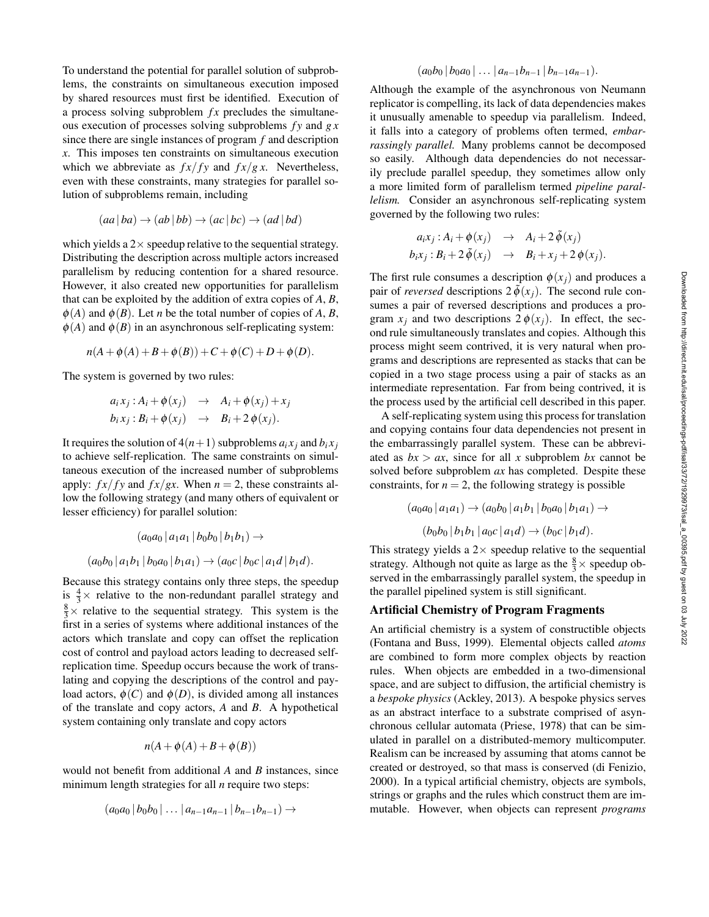To understand the potential for parallel solution of subproblems, the constraints on simultaneous execution imposed by shared resources must first be identified. Execution of a process solving subproblem $fx$ precludes the simultaneous execution of processes solving subproblems $fy$ and $gx$ since there are single instances of program $f$ and description $x$. This imposes ten constraints on simultaneous execution which we abbreviate as $fx/fy$ and $fx/gx$. Nevertheless, even with these constraints, many strategies for parallel solution of subproblems remain, including

$$(aa \,|\, ba) \rightarrow (ab \,|\, bb) \rightarrow (ac \,|\, bc) \rightarrow (ad \,|\, bd)$$

which yields a $2\times$ speedup relative to the sequential strategy. Distributing the description across multiple actors increased parallelism by reducing contention for a shared resource. However, it also created new opportunities for parallelism that can be exploited by the addition of extra copies of $A$, $B$, $\phi(A)$ and $\phi(B)$. Let $n$ be the total number of copies of $A$, $B$, $\phi(A)$ and $\phi(B)$ in an asynchronous self-replicating system:

$$n(A+\phi(A)+B+\phi(B))+C+\phi(C)+D+\phi(D).$$

The system is governed by two rules:

$$\begin{aligned} a_i x_j : A_i + \phi(x_j) &\rightarrow A_i + \phi(x_j) + x_j \\ b_i x_j : B_i + \phi(x_j) &\rightarrow B_i + 2\,\phi(x_j). \end{aligned}$$

It requires the solution of $4(n+1)$ subproblems $a_i x_j$ and $b_i x_j$ to achieve self-replication. The same constraints on simultaneous execution of the increased number of subproblems apply: $fx/fy$ and $fx/gx$. When $n=2$, these constraints allow the following strategy (and many others of equivalent or lesser efficiency) for parallel solution:

$$(a_0a_0 \,|\, a_1a_1 \,|\, b_0b_0 \,|\, b_1b_1) \rightarrow$$

$$(a_0b_0 \,|\, a_1b_1 \,|\, b_0a_0 \,|\, b_1a_1) \rightarrow (a_0c \,|\, b_0c \,|\, a_1d \,|\, b_1d).$$

Because this strategy contains only three steps, the speedup is $\frac{4}{3}\times$ relative to the non-redundant parallel strategy and $\frac{8}{3}\times$ relative to the sequential strategy. This system is the first in a series of systems where additional instances of the actors which translate and copy can offset the replication cost of control and payload actors leading to decreased self-replication time. Speedup occurs because the work of translating and copying the descriptions of the control and payload actors, $\phi(C)$ and $\phi(D)$, is divided among all instances of the translate and copy actors, $A$ and $B$. A hypothetical system containing only translate and copy actors

$$n(A+\phi(A)+B+\phi(B))$$

would not benefit from additional $A$ and $B$ instances, since minimum length strategies for all $n$ require two steps:

$$(a_0a_0 \,|\, b_0b_0 \,|\, \ldots \,|\, a_{n-1}a_{n-1} \,|\, b_{n-1}b_{n-1}) \rightarrow$$

$$(a_0b_0 \,|\, b_0a_0 \,|\, \ldots \,|\, a_{n-1}b_{n-1} \,|\, b_{n-1}a_{n-1}).$$

Although the example of the asynchronous von Neumann replicator is compelling, its lack of data dependencies makes it unusually amenable to speedup via parallelism. Indeed, it falls into a category of problems often termed, *embarrassingly parallel.* Many problems cannot be decomposed so easily. Although data dependencies do not necessarily preclude parallel speedup, they sometimes allow only a more limited form of parallelism termed *pipeline parallelism.* Consider an asynchronous self-replicating system governed by the following two rules:

$$\begin{aligned} a_i x_j : A_i + \phi(x_j) &\rightarrow A_i + 2\,\tilde{\phi}(x_j) \\ b_i x_j : B_i + 2\,\tilde{\phi}(x_j) &\rightarrow B_i + x_j + 2\,\phi(x_j). \end{aligned}$$

The first rule consumes a description $\phi(x_j)$ and produces a pair of *reversed* descriptions $2\,\tilde{\phi}(x_j)$. The second rule consumes a pair of reversed descriptions and produces a program $x_j$ and two descriptions $2\,\phi(x_j)$. In effect, the second rule simultaneously translates and copies. Although this process might seem contrived, it is very natural when programs and descriptions are represented as stacks that can be copied in a two stage process using a pair of stacks as an intermediate representation. Far from being contrived, it is the process used by the artificial cell described in this paper.

A self-replicating system using this process for translation and copying contains four data dependencies not present in the embarrassingly parallel system. These can be abbreviated as $bx > ax$, since for all $x$ subproblem $bx$ cannot be solved before subproblem $ax$ has completed. Despite these constraints, for $n=2$, the following strategy is possible

$$(a_0a_0 \,|\, a_1a_1) \rightarrow (a_0b_0 \,|\, a_1b_1 \,|\, b_0a_0 \,|\, b_1a_1) \rightarrow$$

$$(b_0b_0 \,|\, b_1b_1 \,|\, a_0c \,|\, a_1d) \rightarrow (b_0c \,|\, b_1d).$$

This strategy yields a $2\times$ speedup relative to the sequential strategy. Although not quite as large as the $\frac{8}{3}\times$ speedup observed in the embarrassingly parallel system, the speedup in the parallel pipelined system is still significant.

## Artificial Chemistry of Program Fragments

An artificial chemistry is a system of constructible objects (Fontana and Buss, 1999). Elemental objects called *atoms* are combined to form more complex objects by reaction rules. When objects are embedded in a two-dimensional space, and are subject to diffusion, the artificial chemistry is a *bespoke physics* (Ackley, 2013). A bespoke physics serves as an abstract interface to a substrate comprised of asynchronous cellular automata (Priese, 1978) that can be simulated in parallel on a distributed-memory multicomputer. Realism can be increased by assuming that atoms cannot be created or destroyed, so that mass is conserved (di Fenizio, 2000). In a typical artificial chemistry, objects are symbols, strings or graphs and the rules which construct them are immutable. However, when objects can represent *programs*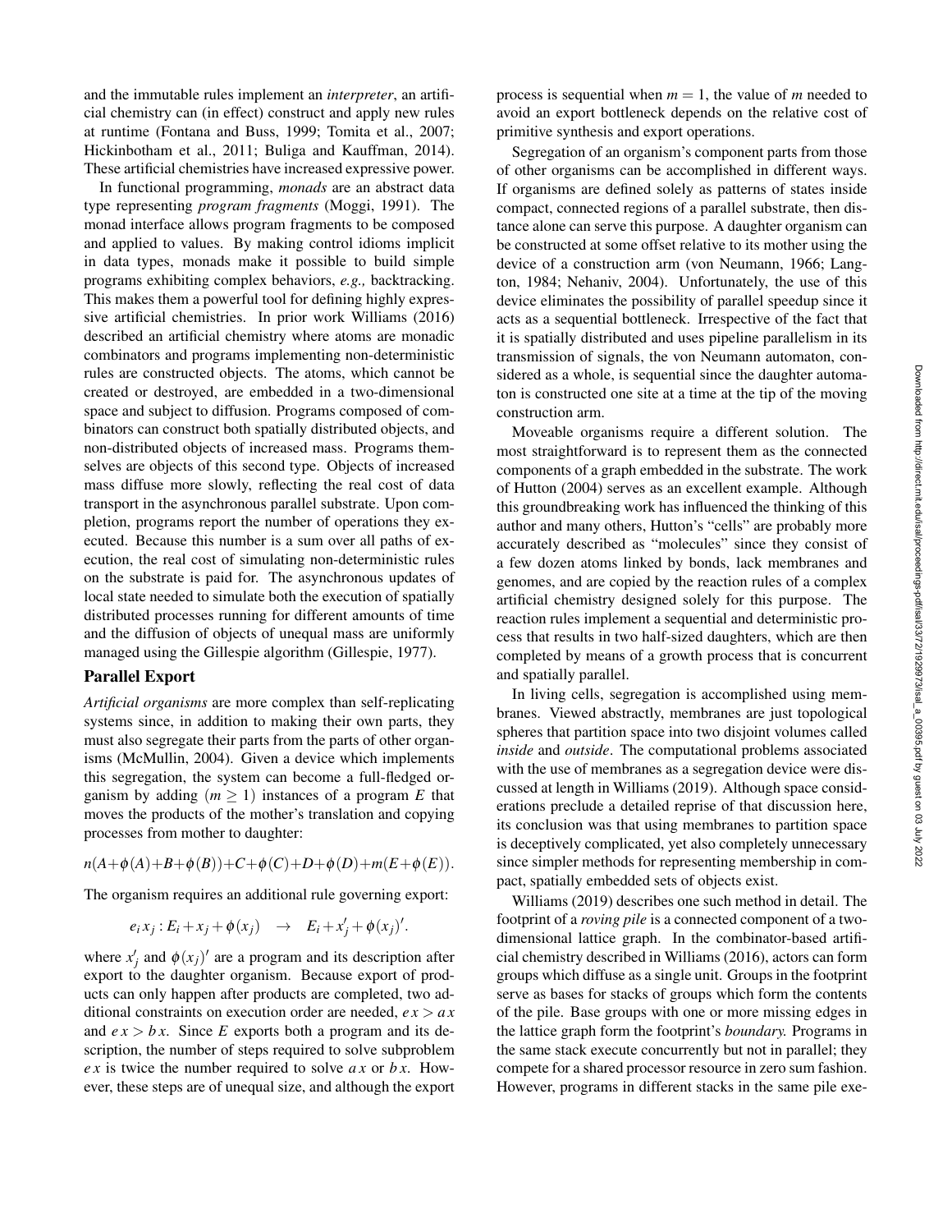and the immutable rules implement an *interpreter*, an artificial chemistry can (in effect) construct and apply new rules at runtime (Fontana and Buss, 1999; Tomita et al., 2007; Hickinbotham et al., 2011; Buliga and Kauffman, 2014). These artificial chemistries have increased expressive power.

In functional programming, *monads* are an abstract data type representing *program fragments* (Moggi, 1991). The monad interface allows program fragments to be composed and applied to values. By making control idioms implicit in data types, monads make it possible to build simple programs exhibiting complex behaviors, *e.g.,* backtracking. This makes them a powerful tool for defining highly expressive artificial chemistries. In prior work Williams (2016) described an artificial chemistry where atoms are monadic combinators and programs implementing non-deterministic rules are constructed objects. The atoms, which cannot be created or destroyed, are embedded in a two-dimensional space and subject to diffusion. Programs composed of combinators can construct both spatially distributed objects, and non-distributed objects of increased mass. Programs themselves are objects of this second type. Objects of increased mass diffuse more slowly, reflecting the real cost of data transport in the asynchronous parallel substrate. Upon completion, programs report the number of operations they executed. Because this number is a sum over all paths of execution, the real cost of simulating non-deterministic rules on the substrate is paid for. The asynchronous updates of local state needed to simulate both the execution of spatially distributed processes running for different amounts of time and the diffusion of objects of unequal mass are uniformly managed using the Gillespie algorithm (Gillespie, 1977).

## Parallel Export

*Artificial organisms* are more complex than self-replicating systems since, in addition to making their own parts, they must also segregate their parts from the parts of other organisms (McMullin, 2004). Given a device which implements this segregation, the system can become a full-fledged organism by adding $(m \geq 1)$ instances of a program $E$ that moves the products of the mother's translation and copying processes from mother to daughter:

$$n(A+\phi(A)+B+\phi(B))+C+\phi(C)+D+\phi(D)+m(E+\phi(E)).$$

The organism requires an additional rule governing export:

$$e_i\, x_j : E_i + x_j + \phi(x_j) \quad \rightarrow \quad E_i + x_j' + \phi(x_j)'.$$

where $x_j'$ and $\phi(x_j)'$ are a program and its description after export to the daughter organism. Because export of products can only happen after products are completed, two additional constraints on execution order are needed, $e\,x > a\,x$ and $e\,x > b\,x$. Since $E$ exports both a program and its description, the number of steps required to solve subproblem $e\,x$ is twice the number required to solve $a\,x$ or $b\,x$. However, these steps are of unequal size, and although the export process is sequential when $m = 1$, the value of $m$ needed to avoid an export bottleneck depends on the relative cost of primitive synthesis and export operations.

Segregation of an organism's component parts from those of other organisms can be accomplished in different ways. If organisms are defined solely as patterns of states inside compact, connected regions of a parallel substrate, then distance alone can serve this purpose. A daughter organism can be constructed at some offset relative to its mother using the device of a construction arm (von Neumann, 1966; Langton, 1984; Nehaniv, 2004). Unfortunately, the use of this device eliminates the possibility of parallel speedup since it acts as a sequential bottleneck. Irrespective of the fact that it is spatially distributed and uses pipeline parallelism in its transmission of signals, the von Neumann automaton, considered as a whole, is sequential since the daughter automaton is constructed one site at a time at the tip of the moving construction arm.

Moveable organisms require a different solution. The most straightforward is to represent them as the connected components of a graph embedded in the substrate. The work of Hutton (2004) serves as an excellent example. Although this groundbreaking work has influenced the thinking of this author and many others, Hutton's "cells" are probably more accurately described as "molecules" since they consist of a few dozen atoms linked by bonds, lack membranes and genomes, and are copied by the reaction rules of a complex artificial chemistry designed solely for this purpose. The reaction rules implement a sequential and deterministic process that results in two half-sized daughters, which are then completed by means of a growth process that is concurrent and spatially parallel.

In living cells, segregation is accomplished using membranes. Viewed abstractly, membranes are just topological spheres that partition space into two disjoint volumes called *inside* and *outside*. The computational problems associated with the use of membranes as a segregation device were discussed at length in Williams (2019). Although space considerations preclude a detailed reprise of that discussion here, its conclusion was that using membranes to partition space is deceptively complicated, yet also completely unnecessary since simpler methods for representing membership in compact, spatially embedded sets of objects exist.

Williams (2019) describes one such method in detail. The footprint of a *roving pile* is a connected component of a two-dimensional lattice graph. In the combinator-based artificial chemistry described in Williams (2016), actors can form groups which diffuse as a single unit. Groups in the footprint serve as bases for stacks of groups which form the contents of the pile. Base groups with one or more missing edges in the lattice graph form the footprint's *boundary.* Programs in the same stack execute concurrently but not in parallel; they compete for a shared processor resource in zero sum fashion. However, programs in different stacks in the same pile exe-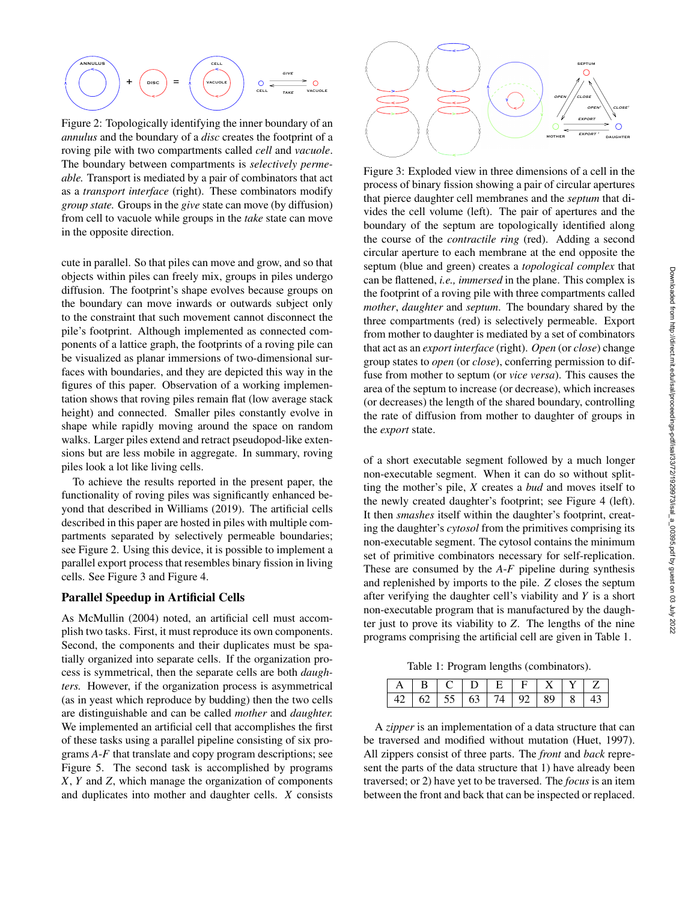Figure 2: Topologically identifying the inner boundary of an *annulus* and the boundary of a *disc* creates the footprint of a roving pile with two compartments called *cell* and *vacuole*. The boundary between compartments is *selectively permeable.* Transport is mediated by a pair of combinators that act as a *transport interface* (right). These combinators modify *group state.* Groups in the *give* state can move (by diffusion) from cell to vacuole while groups in the *take* state can move in the opposite direction.

cute in parallel. So that piles can move and grow, and so that objects within piles can freely mix, groups in piles undergo diffusion. The footprint's shape evolves because groups on the boundary can move inwards or outwards subject only to the constraint that such movement cannot disconnect the pile's footprint. Although implemented as connected components of a lattice graph, the footprints of a roving pile can be visualized as planar immersions of two-dimensional surfaces with boundaries, and they are depicted this way in the figures of this paper. Observation of a working implementation shows that roving piles remain flat (low average stack height) and connected. Smaller piles constantly evolve in shape while rapidly moving around the space on random walks. Larger piles extend and retract pseudopod-like extensions but are less mobile in aggregate. In summary, roving piles look a lot like living cells.

To achieve the results reported in the present paper, the functionality of roving piles was significantly enhanced beyond that described in Williams (2019). The artificial cells described in this paper are hosted in piles with multiple compartments separated by selectively permeable boundaries; see Figure 2. Using this device, it is possible to implement a parallel export process that resembles binary fission in living cells. See Figure 3 and Figure 4.

## Parallel Speedup in Artificial Cells

As McMullin (2004) noted, an artificial cell must accomplish two tasks. First, it must reproduce its own components. Second, the components and their duplicates must be spatially organized into separate cells. If the organization process is symmetrical, then the separate cells are both *daughters.* However, if the organization process is asymmetrical (as in yeast which reproduce by budding) then the two cells are distinguishable and can be called *mother* and *daughter.* We implemented an artificial cell that accomplishes the first of these tasks using a parallel pipeline consisting of six programs *A*-*F* that translate and copy program descriptions; see Figure 5. The second task is accomplished by programs *X*, *Y* and *Z*, which manage the organization of components and duplicates into mother and daughter cells. *X* consists

Figure 3: Exploded view in three dimensions of a cell in the process of binary fission showing a pair of circular apertures that pierce daughter cell membranes and the *septum* that divides the cell volume (left). The pair of apertures and the boundary of the septum are topologically identified along the course of the *contractile ring* (red). Adding a second circular aperture to each membrane at the end opposite the septum (blue and green) creates a *topological complex* that can be flattened, *i.e., immersed* in the plane. This complex is the footprint of a roving pile with three compartments called *mother*, *daughter* and *septum.* The boundary shared by the three compartments (red) is selectively permeable. Export from mother to daughter is mediated by a set of combinators that act as an *export interface* (right). *Open* (or *close*) change group states to *open* (or *close*), conferring permission to diffuse from mother to septum (or *vice versa*). This causes the area of the septum to increase (or decrease), which increases (or decreases) the length of the shared boundary, controlling the rate of diffusion from mother to daughter of groups in the *export* state.

of a short executable segment followed by a much longer non-executable segment. When it can do so without splitting the mother's pile, *X* creates a *bud* and moves itself to the newly created daughter's footprint; see Figure 4 (left). It then *smashes* itself within the daughter's footprint, creating the daughter's *cytosol* from the primitives comprising its non-executable segment. The cytosol contains the minimum set of primitive combinators necessary for self-replication. These are consumed by the *A*-*F* pipeline during synthesis and replenished by imports to the pile. *Z* closes the septum after verifying the daughter cell's viability and *Y* is a short non-executable program that is manufactured by the daughter just to prove its viability to *Z*. The lengths of the nine programs comprising the artificial cell are given in Table 1.

Table 1: Program lengths (combinators).

| A | B | C | D | E | F | X | Y | Z |
|---|---|---|---|---|---|---|---|---|
| 42 | 62 | 55 | 63 | 74 | 92 | 89 | 8 | 43 |

A *zipper* is an implementation of a data structure that can be traversed and modified without mutation (Huet, 1997). All zippers consist of three parts. The *front* and *back* represent the parts of the data structure that 1) have already been traversed; or 2) have yet to be traversed. The *focus* is an item between the front and back that can be inspected or replaced.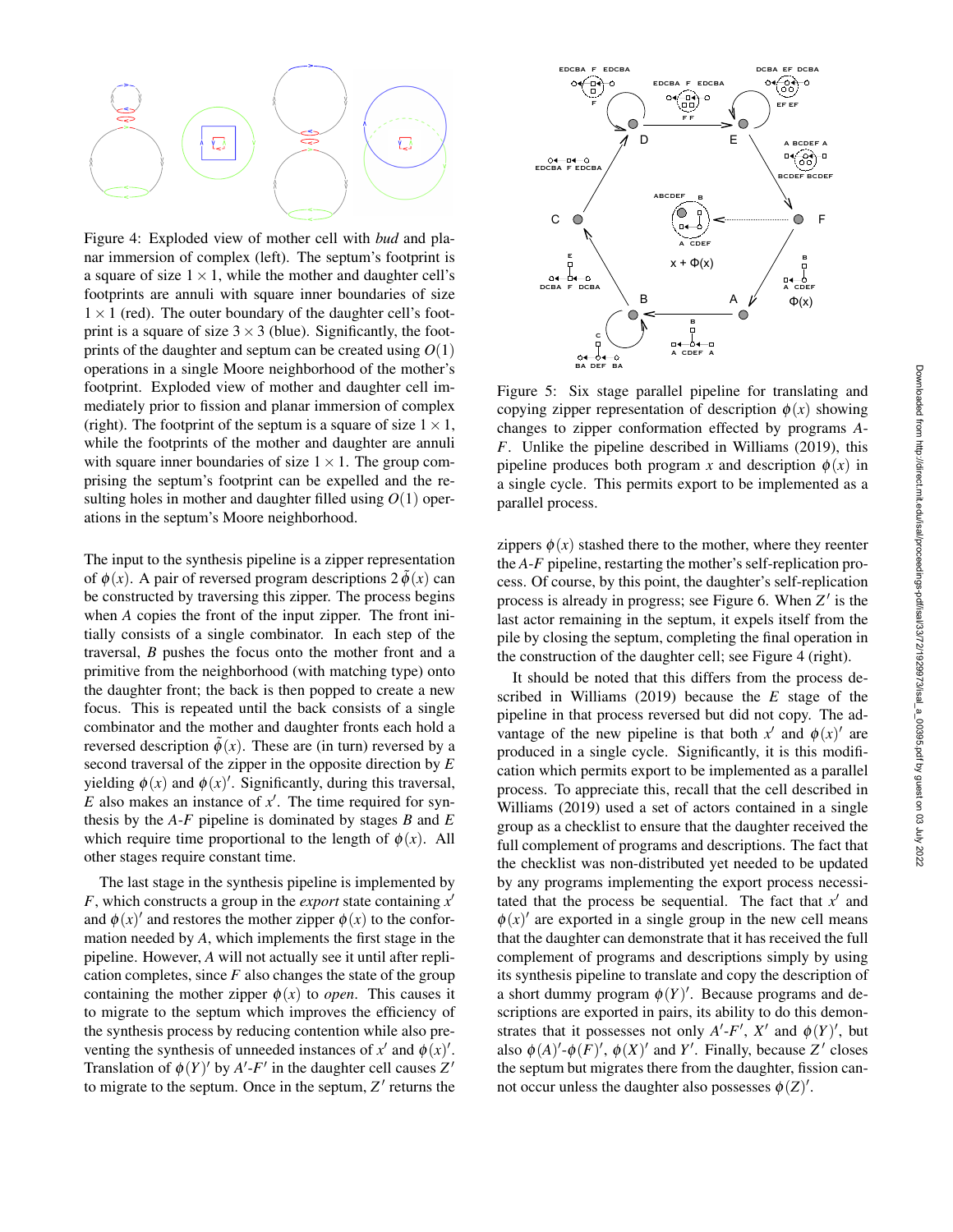Figure 4: Exploded view of mother cell with *bud* and planar immersion of complex (left). The septum's footprint is a square of size $1 \times 1$, while the mother and daughter cell's footprints are annuli with square inner boundaries of size $1 \times 1$ (red). The outer boundary of the daughter cell's footprint is a square of size $3 \times 3$ (blue). Significantly, the footprints of the daughter and septum can be created using $O(1)$ operations in a single Moore neighborhood of the mother's footprint. Exploded view of mother and daughter cell immediately prior to fission and planar immersion of complex (right). The footprint of the septum is a square of size $1 \times 1$, while the footprints of the mother and daughter are annuli with square inner boundaries of size $1 \times 1$. The group comprising the septum's footprint can be expelled and the resulting holes in mother and daughter filled using $O(1)$ operations in the septum's Moore neighborhood.

The input to the synthesis pipeline is a zipper representation of $\phi(x)$. A pair of reversed program descriptions $2\,\tilde{\phi}(x)$ can be constructed by traversing this zipper. The process begins when $A$ copies the front of the input zipper. The front initially consists of a single combinator. In each step of the traversal, $B$ pushes the focus onto the mother front and a primitive from the neighborhood (with matching type) onto the daughter front; the back is then popped to create a new focus. This is repeated until the back consists of a single combinator and the mother and daughter fronts each hold a reversed description $\tilde{\phi}(x)$. These are (in turn) reversed by a second traversal of the zipper in the opposite direction by $E$ yielding $\phi(x)$ and $\phi(x)'$. Significantly, during this traversal, $E$ also makes an instance of $x'$. The time required for synthesis by the $A$-$F$ pipeline is dominated by stages $B$ and $E$ which require time proportional to the length of $\phi(x)$. All other stages require constant time.

The last stage in the synthesis pipeline is implemented by $F$, which constructs a group in the *export* state containing $x'$ and $\phi(x)'$ and restores the mother zipper $\phi(x)$ to the conformation needed by $A$, which implements the first stage in the pipeline. However, $A$ will not actually see it until after replication completes, since $F$ also changes the state of the group containing the mother zipper $\phi(x)$ to *open*. This causes it to migrate to the septum which improves the efficiency of the synthesis process by reducing contention while also preventing the synthesis of unneeded instances of $x'$ and $\phi(x)'$. Translation of $\phi(Y)'$ by $A'$-$F'$ in the daughter cell causes $Z'$ to migrate to the septum. Once in the septum, $Z'$ returns the zippers $\phi(x)$ stashed there to the mother, where they reenter the $A$-$F$ pipeline, restarting the mother's self-replication process. Of course, by this point, the daughter's self-replication process is already in progress; see Figure 6. When $Z'$ is the last actor remaining in the septum, it expels itself from the pile by closing the septum, completing the final operation in the construction of the daughter cell; see Figure 4 (right).

Figure 5: Six stage parallel pipeline for translating and copying zipper representation of description $\phi(x)$ showing changes to zipper conformation effected by programs $A$-$F$. Unlike the pipeline described in Williams (2019), this pipeline produces both program $x$ and description $\phi(x)$ in a single cycle. This permits export to be implemented as a parallel process.

It should be noted that this differs from the process described in Williams (2019) because the $E$ stage of the pipeline in that process reversed but did not copy. The advantage of the new pipeline is that both $x'$ and $\phi(x)'$ are produced in a single cycle. Significantly, it is this modification which permits export to be implemented as a parallel process. To appreciate this, recall that the cell described in Williams (2019) used a set of actors contained in a single group as a checklist to ensure that the daughter received the full complement of programs and descriptions. The fact that the checklist was non-distributed yet needed to be updated by any programs implementing the export process necessitated that the process be sequential. The fact that $x'$ and $\phi(x)'$ are exported in a single group in the new cell means that the daughter can demonstrate that it has received the full complement of programs and descriptions simply by using its synthesis pipeline to translate and copy the description of a short dummy program $\phi(Y)'$. Because programs and descriptions are exported in pairs, its ability to do this demonstrates that it possesses not only $A'$-$F'$, $X'$ and $\phi(Y)'$, but also $\phi(A)'$-$\phi(F)'$, $\phi(X)'$ and $Y'$. Finally, because $Z'$ closes the septum but migrates there from the daughter, fission cannot occur unless the daughter also possesses $\phi(Z)'$.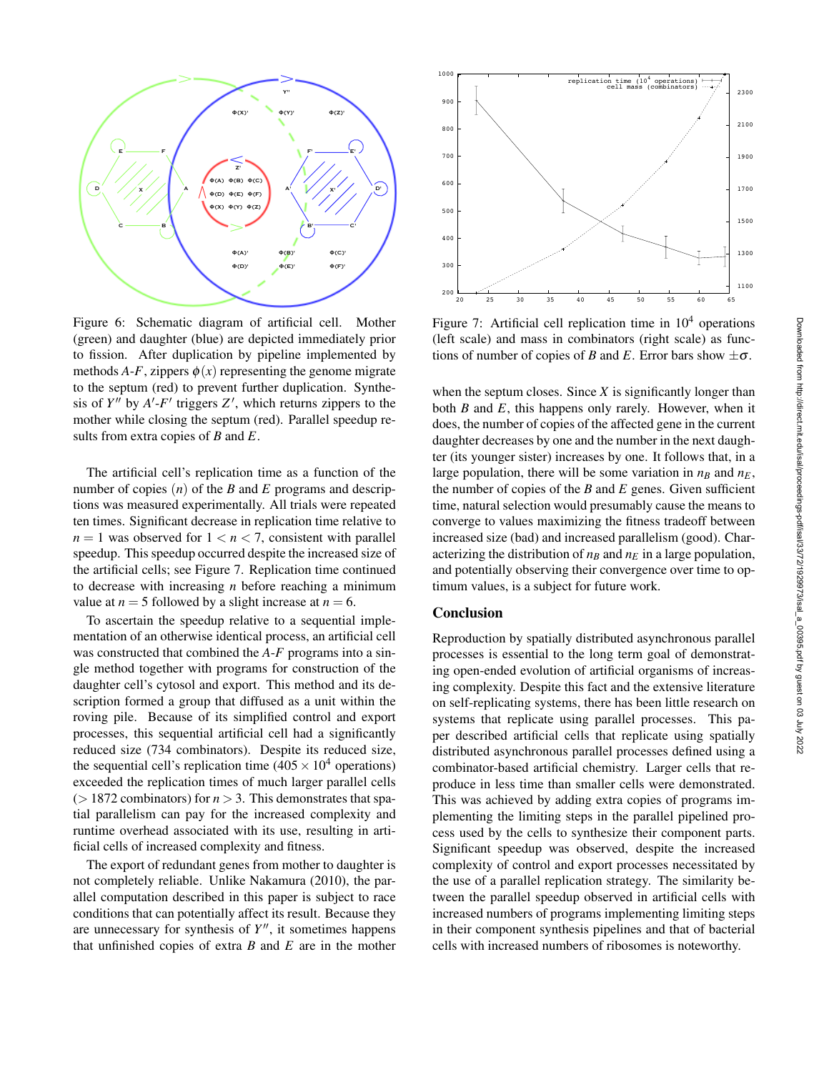Figure 6: Schematic diagram of artificial cell. Mother (green) and daughter (blue) are depicted immediately prior to fission. After duplication by pipeline implemented by methods *A*-*F*, zippers $\phi(x)$ representing the genome migrate to the septum (red) to prevent further duplication. Synthesis of $Y''$ by $A'$-$F'$ triggers $Z'$, which returns zippers to the mother while closing the septum (red). Parallel speedup results from extra copies of *B* and *E*.

Figure 7: Artificial cell replication time in $10^4$ operations (left scale) and mass in combinators (right scale) as functions of number of copies of *B* and *E*. Error bars show $\pm\sigma$.

The artificial cell's replication time as a function of the number of copies $(n)$ of the *B* and *E* programs and descriptions was measured experimentally. All trials were repeated ten times. Significant decrease in replication time relative to $n = 1$ was observed for $1 < n < 7$, consistent with parallel speedup. This speedup occurred despite the increased size of the artificial cells; see Figure 7. Replication time continued to decrease with increasing $n$ before reaching a minimum value at $n = 5$ followed by a slight increase at $n = 6$.

To ascertain the speedup relative to a sequential implementation of an otherwise identical process, an artificial cell was constructed that combined the *A*-*F* programs into a single method together with programs for construction of the daughter cell's cytosol and export. This method and its description formed a group that diffused as a unit within the roving pile. Because of its simplified control and export processes, this sequential artificial cell had a significantly reduced size (734 combinators). Despite its reduced size, the sequential cell's replication time ($405 \times 10^4$ operations) exceeded the replication times of much larger parallel cells ($> 1872$ combinators) for $n > 3$. This demonstrates that spatial parallelism can pay for the increased complexity and runtime overhead associated with its use, resulting in artificial cells of increased complexity and fitness.

The export of redundant genes from mother to daughter is not completely reliable. Unlike Nakamura (2010), the parallel computation described in this paper is subject to race conditions that can potentially affect its result. Because they are unnecessary for synthesis of $Y''$, it sometimes happens that unfinished copies of extra *B* and *E* are in the mother when the septum closes. Since *X* is significantly longer than both *B* and *E*, this happens only rarely. However, when it does, the number of copies of the affected gene in the current daughter decreases by one and the number in the next daughter (its younger sister) increases by one. It follows that, in a large population, there will be some variation in $n_B$ and $n_E$, the number of copies of the *B* and *E* genes. Given sufficient time, natural selection would presumably cause the means to converge to values maximizing the fitness tradeoff between increased size (bad) and increased parallelism (good). Characterizing the distribution of $n_B$ and $n_E$ in a large population, and potentially observing their convergence over time to optimum values, is a subject for future work.

## Conclusion

Reproduction by spatially distributed asynchronous parallel processes is essential to the long term goal of demonstrating open-ended evolution of artificial organisms of increasing complexity. Despite this fact and the extensive literature on self-replicating systems, there has been little research on systems that replicate using parallel processes. This paper described artificial cells that replicate using spatially distributed asynchronous parallel processes defined using a combinator-based artificial chemistry. Larger cells that reproduce in less time than smaller cells were demonstrated. This was achieved by adding extra copies of programs implementing the limiting steps in the parallel pipelined process used by the cells to synthesize their component parts. Significant speedup was observed, despite the increased complexity of control and export processes necessitated by the use of a parallel replication strategy. The similarity between the parallel speedup observed in artificial cells with increased numbers of programs implementing limiting steps in their component synthesis pipelines and that of bacterial cells with increased numbers of ribosomes is noteworthy.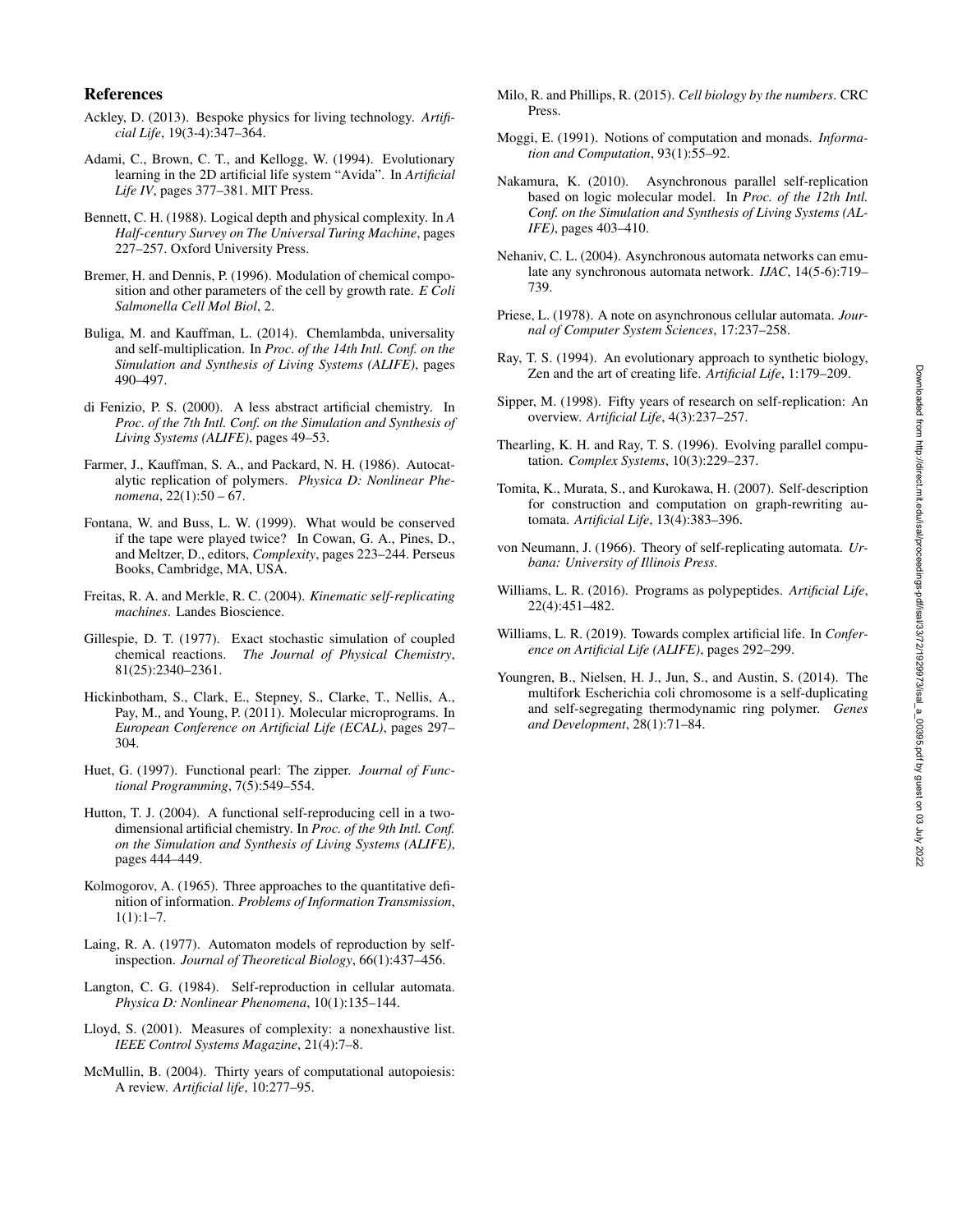## References

Ackley, D. (2013). Bespoke physics for living technology. *Artificial Life*, 19(3-4):347–364.

Adami, C., Brown, C. T., and Kellogg, W. (1994). Evolutionary learning in the 2D artificial life system "Avida". In *Artificial Life IV*, pages 377–381. MIT Press.

Bennett, C. H. (1988). Logical depth and physical complexity. In *A Half-century Survey on The Universal Turing Machine*, pages 227–257. Oxford University Press.

Bremer, H. and Dennis, P. (1996). Modulation of chemical composition and other parameters of the cell by growth rate. *E Coli Salmonella Cell Mol Biol*, 2.

Buliga, M. and Kauffman, L. (2014). Chemlambda, universality and self-multiplication. In *Proc. of the 14th Intl. Conf. on the Simulation and Synthesis of Living Systems (ALIFE)*, pages 490–497.

di Fenizio, P. S. (2000). A less abstract artificial chemistry. In *Proc. of the 7th Intl. Conf. on the Simulation and Synthesis of Living Systems (ALIFE)*, pages 49–53.

Farmer, J., Kauffman, S. A., and Packard, N. H. (1986). Autocatalytic replication of polymers. *Physica D: Nonlinear Phenomena*, 22(1):50 – 67.

Fontana, W. and Buss, L. W. (1999). What would be conserved if the tape were played twice? In Cowan, G. A., Pines, D., and Meltzer, D., editors, *Complexity*, pages 223–244. Perseus Books, Cambridge, MA, USA.

Freitas, R. A. and Merkle, R. C. (2004). *Kinematic self-replicating machines*. Landes Bioscience.

Gillespie, D. T. (1977). Exact stochastic simulation of coupled chemical reactions. *The Journal of Physical Chemistry*, 81(25):2340–2361.

Hickinbotham, S., Clark, E., Stepney, S., Clarke, T., Nellis, A., Pay, M., and Young, P. (2011). Molecular microprograms. In *European Conference on Artificial Life (ECAL)*, pages 297–304.

Huet, G. (1997). Functional pearl: The zipper. *Journal of Functional Programming*, 7(5):549–554.

Hutton, T. J. (2004). A functional self-reproducing cell in a two-dimensional artificial chemistry. In *Proc. of the 9th Intl. Conf. on the Simulation and Synthesis of Living Systems (ALIFE)*, pages 444–449.

Kolmogorov, A. (1965). Three approaches to the quantitative definition of information. *Problems of Information Transmission*, 1(1):1–7.

Laing, R. A. (1977). Automaton models of reproduction by self-inspection. *Journal of Theoretical Biology*, 66(1):437–456.

Langton, C. G. (1984). Self-reproduction in cellular automata. *Physica D: Nonlinear Phenomena*, 10(1):135–144.

Lloyd, S. (2001). Measures of complexity: a nonexhaustive list. *IEEE Control Systems Magazine*, 21(4):7–8.

McMullin, B. (2004). Thirty years of computational autopoiesis: A review. *Artificial life*, 10:277–95.

Milo, R. and Phillips, R. (2015). *Cell biology by the numbers*. CRC Press.

Moggi, E. (1991). Notions of computation and monads. *Information and Computation*, 93(1):55–92.

Nakamura, K. (2010). Asynchronous parallel self-replication based on logic molecular model. In *Proc. of the 12th Intl. Conf. on the Simulation and Synthesis of Living Systems (ALIFE)*, pages 403–410.

Nehaniv, C. L. (2004). Asynchronous automata networks can emulate any synchronous automata network. *IJAC*, 14(5-6):719–739.

Priese, L. (1978). A note on asynchronous cellular automata. *Journal of Computer System Sciences*, 17:237–258.

Ray, T. S. (1994). An evolutionary approach to synthetic biology, Zen and the art of creating life. *Artificial Life*, 1:179–209.

Sipper, M. (1998). Fifty years of research on self-replication: An overview. *Artificial Life*, 4(3):237–257.

Thearling, K. H. and Ray, T. S. (1996). Evolving parallel computation. *Complex Systems*, 10(3):229–237.

Tomita, K., Murata, S., and Kurokawa, H. (2007). Self-description for construction and computation on graph-rewriting automata. *Artificial Life*, 13(4):383–396.

von Neumann, J. (1966). Theory of self-replicating automata. *Urbana: University of Illinois Press*.

Williams, L. R. (2016). Programs as polypeptides. *Artificial Life*, 22(4):451–482.

Williams, L. R. (2019). Towards complex artificial life. In *Conference on Artificial Life (ALIFE)*, pages 292–299.

Youngren, B., Nielsen, H. J., Jun, S., and Austin, S. (2014). The multifork Escherichia coli chromosome is a self-duplicating and self-segregating thermodynamic ring polymer. *Genes and Development*, 28(1):71–84.